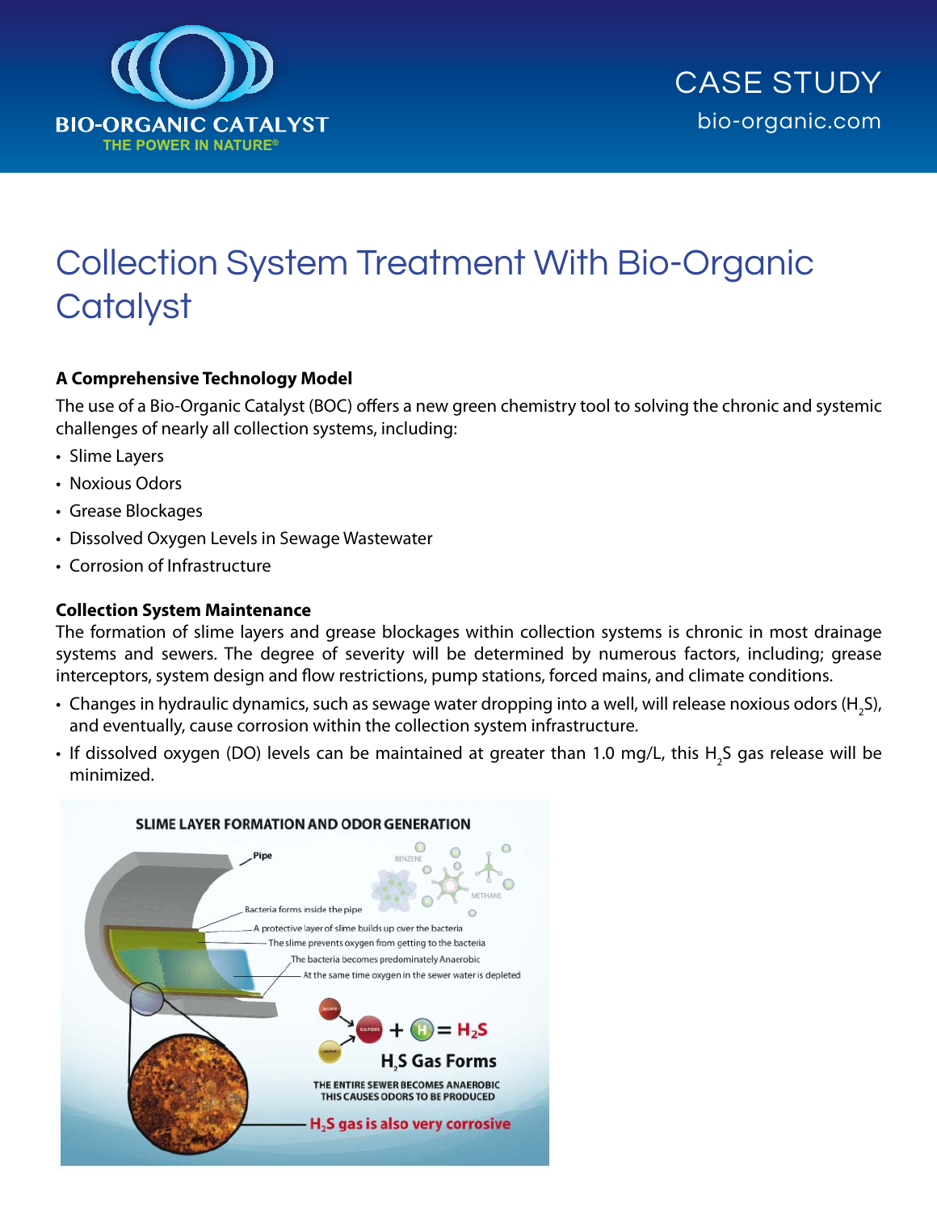BIO-ORGANIC CATALYST
THE POWER IN NATURE®

CASE STUDY
bio-organic.com

# Collection System Treatment With Bio-Organic Catalyst

### A Comprehensive Technology Model

The use of a Bio-Organic Catalyst (BOC) offers a new green chemistry tool to solving the chronic and systemic challenges of nearly all collection systems, including:

- Slime Layers
- Noxious Odors
- Grease Blockages
- Dissolved Oxygen Levels in Sewage Wastewater
- Corrosion of Infrastructure

### Collection System Maintenance

The formation of slime layers and grease blockages within collection systems is chronic in most drainage systems and sewers. The degree of severity will be determined by numerous factors, including; grease interceptors, system design and flow restrictions, pump stations, forced mains, and climate conditions.

- Changes in hydraulic dynamics, such as sewage water dropping into a well, will release noxious odors ($H_2S$), and eventually, cause corrosion within the collection system infrastructure.
- If dissolved oxygen (DO) levels can be maintained at greater than 1.0 mg/L, this $H_2S$ gas release will be minimized.

**SLIME LAYER FORMATION AND ODOR GENERATION**

- Pipe
- Bacteria forms inside the pipe
- A protective layer of slime builds up over the bacteria
- The slime prevents oxygen from getting to the bacteria
- The bacteria becomes predominately Anaerobic
- At the same time oxygen in the sewer water is depleted

SULFIDES + H = $H_2S$

**$H_2S$ Gas Forms**

THE ENTIRE SEWER BECOMES ANAEROBIC
THIS CAUSES ODORS TO BE PRODUCED

**$H_2S$ gas is also very corrosive**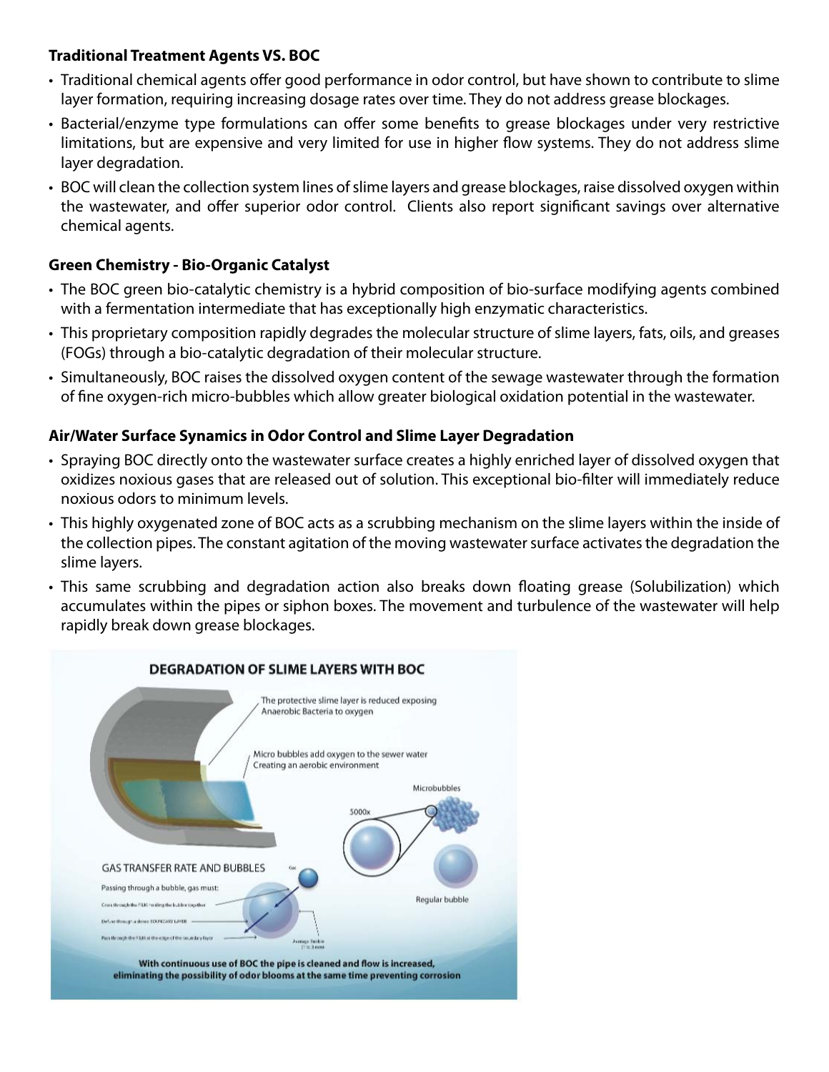### Traditional Treatment Agents VS. BOC

- Traditional chemical agents offer good performance in odor control, but have shown to contribute to slime layer formation, requiring increasing dosage rates over time. They do not address grease blockages.
- Bacterial/enzyme type formulations can offer some benefits to grease blockages under very restrictive limitations, but are expensive and very limited for use in higher flow systems. They do not address slime layer degradation.
- BOC will clean the collection system lines of slime layers and grease blockages, raise dissolved oxygen within the wastewater, and offer superior odor control. Clients also report significant savings over alternative chemical agents.

### Green Chemistry - Bio-Organic Catalyst

- The BOC green bio-catalytic chemistry is a hybrid composition of bio-surface modifying agents combined with a fermentation intermediate that has exceptionally high enzymatic characteristics.
- This proprietary composition rapidly degrades the molecular structure of slime layers, fats, oils, and greases (FOGs) through a bio-catalytic degradation of their molecular structure.
- Simultaneously, BOC raises the dissolved oxygen content of the sewage wastewater through the formation of fine oxygen-rich micro-bubbles which allow greater biological oxidation potential in the wastewater.

### Air/Water Surface Synamics in Odor Control and Slime Layer Degradation

- Spraying BOC directly onto the wastewater surface creates a highly enriched layer of dissolved oxygen that oxidizes noxious gases that are released out of solution. This exceptional bio-filter will immediately reduce noxious odors to minimum levels.
- This highly oxygenated zone of BOC acts as a scrubbing mechanism on the slime layers within the inside of the collection pipes. The constant agitation of the moving wastewater surface activates the degradation the slime layers.
- This same scrubbing and degradation action also breaks down floating grease (Solubilization) which accumulates within the pipes or siphon boxes. The movement and turbulence of the wastewater will help rapidly break down grease blockages.

**DEGRADATION OF SLIME LAYERS WITH BOC**

The protective slime layer is reduced exposing Anaerobic Bacteria to oxygen

Micro bubbles add oxygen to the sewer water Creating an aerobic environment

Microbubbles

5000x

Regular bubble

GAS TRANSFER RATE AND BUBBLES

Passing through a bubble, gas must:

**With continuous use of BOC the pipe is cleaned and flow is increased, eliminating the possibility of odor blooms at the same time preventing corrosion**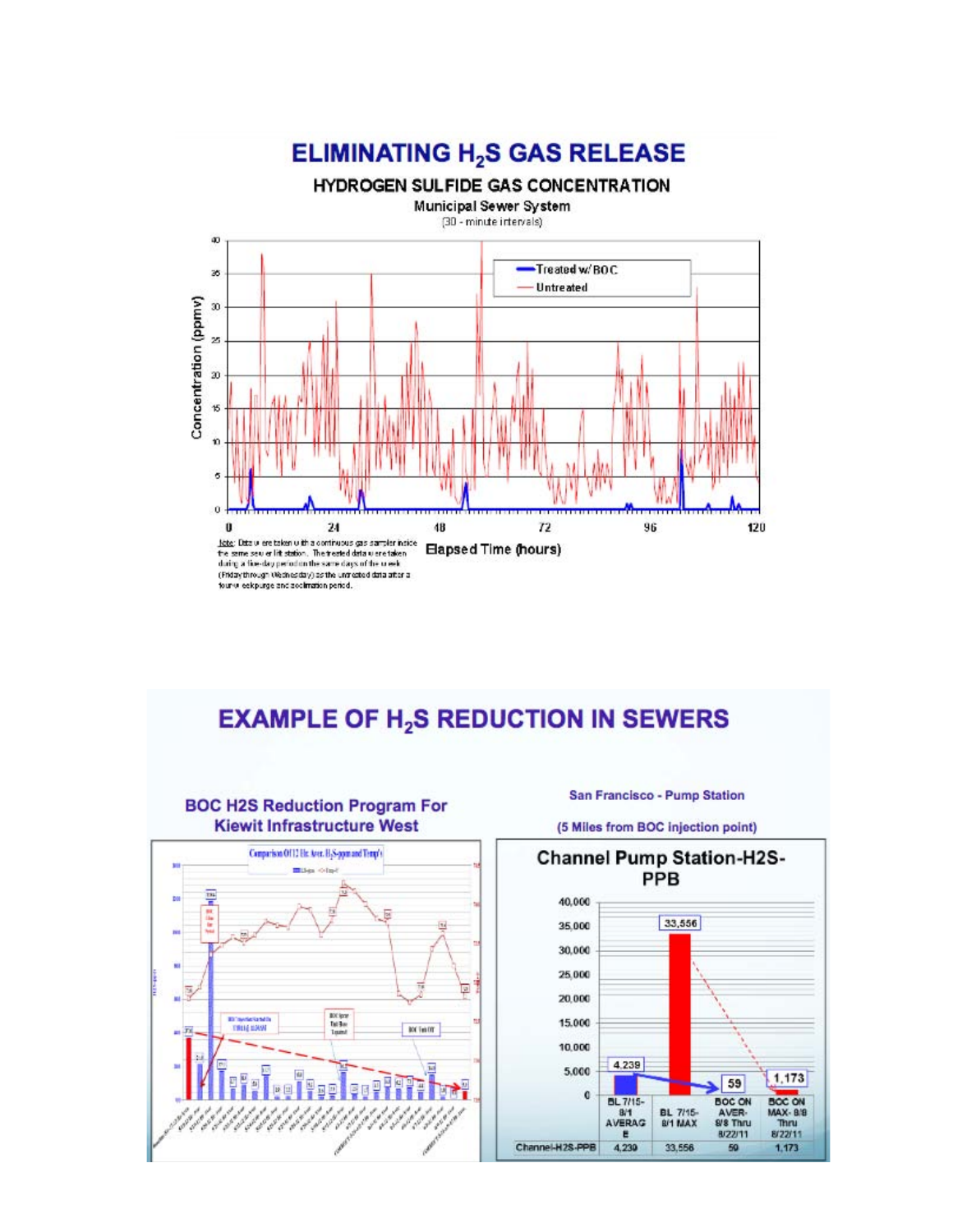# ELIMINATING $H_2S$ GAS RELEASE

## HYDROGEN SULFIDE GAS CONCENTRATION

Municipal Sewer System

(30 - minute intervals)

Concentration (ppmv)

Treated w/ BOC

Untreated

Elapsed Time (hours)

Note: Data were taken with a continuous gas sampler inside the same sewer lift station. The treated data were taken during a five-day period on the same days of the week (Friday through Wednesday) as the untreated data after a four-week purge and acclimation period.

# EXAMPLE OF $H_2S$ REDUCTION IN SEWERS

### BOC H2S Reduction Program For Kiewit Infrastructure West

Comparison Of 12 Hr. Ave. $H_2S$-ppm and Temp's

### San Francisco - Pump Station

(5 Miles from BOC injection point)

**Channel Pump Station-H2S-PPB**

| | BL 7/15-8/1 AVERAGE | BL 7/15-8/1 MAX | BOC ON AVER-8/8 Thru 8/22/11 | BOC ON MAX- 8/8 Thru 8/22/11 |
|---|---|---|---|---|
| Channel-H2S-PPB | 4,239 | 33,556 | 59 | 1,173 |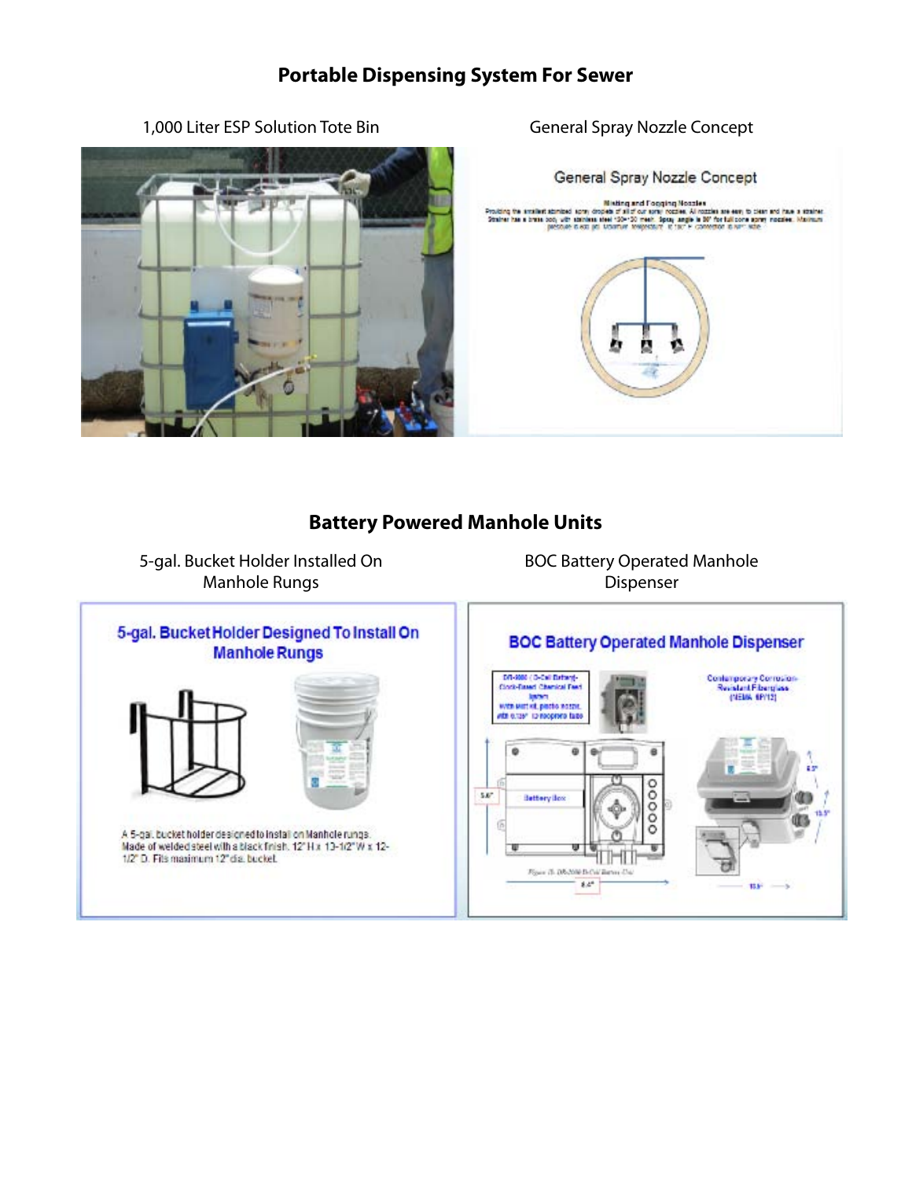## Portable Dispensing System For Sewer

1,000 Liter ESP Solution Tote Bin

General Spray Nozzle Concept

## Battery Powered Manhole Units

5-gal. Bucket Holder Installed On Manhole Rungs

BOC Battery Operated Manhole Dispenser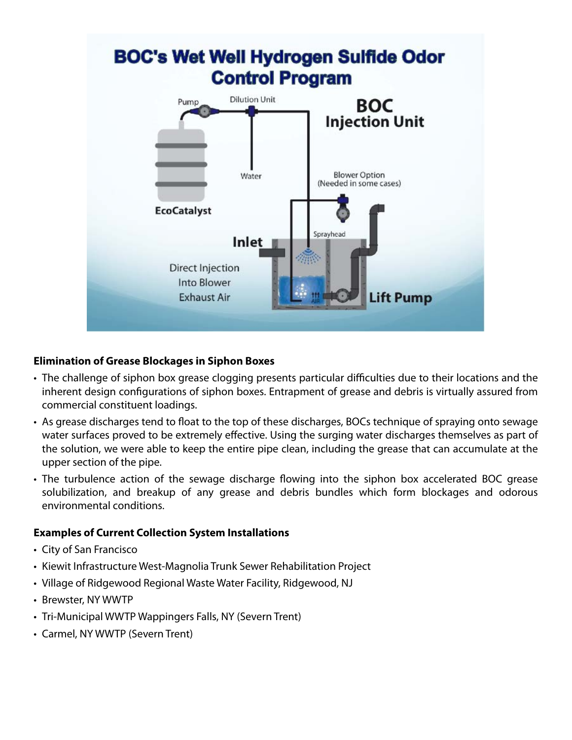BOC's Wet Well Hydrogen Sulfide Odor Control Program

Pump

Dilution Unit

BOC Injection Unit

Water

EcoCatalyst

Blower Option (Needed in some cases)

Sprayhead

Inlet

Direct Injection Into Blower Exhaust Air

AIR

Lift Pump

**Elimination of Grease Blockages in Siphon Boxes**

- The challenge of siphon box grease clogging presents particular difficulties due to their locations and the inherent design configurations of siphon boxes. Entrapment of grease and debris is virtually assured from commercial constituent loadings.
- As grease discharges tend to float to the top of these discharges, BOCs technique of spraying onto sewage water surfaces proved to be extremely effective. Using the surging water discharges themselves as part of the solution, we were able to keep the entire pipe clean, including the grease that can accumulate at the upper section of the pipe.
- The turbulence action of the sewage discharge flowing into the siphon box accelerated BOC grease solubilization, and breakup of any grease and debris bundles which form blockages and odorous environmental conditions.

**Examples of Current Collection System Installations**

- City of San Francisco
- Kiewit Infrastructure West-Magnolia Trunk Sewer Rehabilitation Project
- Village of Ridgewood Regional Waste Water Facility, Ridgewood, NJ
- Brewster, NY WWTP
- Tri-Municipal WWTP Wappingers Falls, NY (Severn Trent)
- Carmel, NY WWTP (Severn Trent)